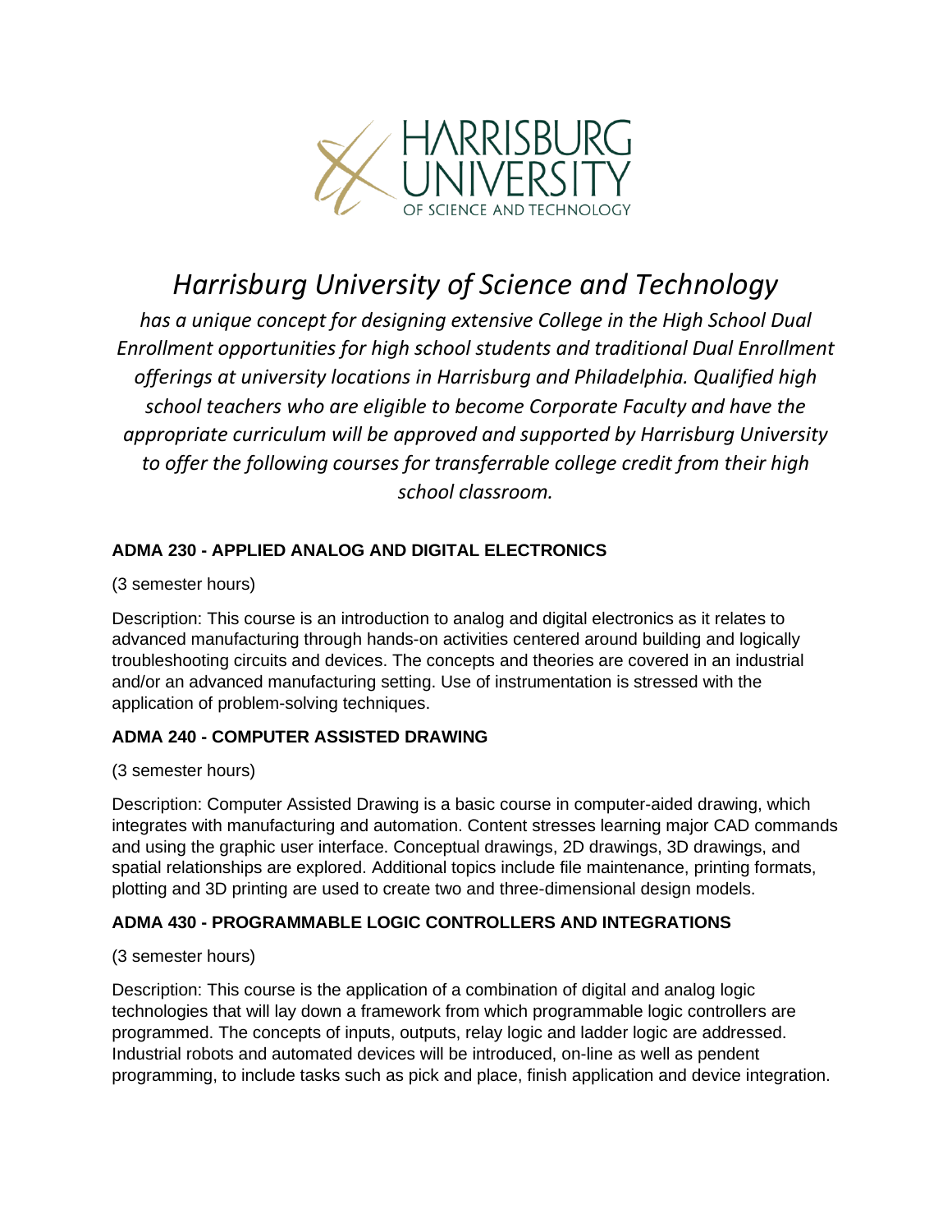# *Harrisburg University of Science and Technology*

*has a unique concept for designing extensive College in the High School Dual Enrollment opportunities for high school students and traditional Dual Enrollment offerings at university locations in Harrisburg and Philadelphia. Qualified high school teachers who are eligible to become Corporate Faculty and have the appropriate curriculum will be approved and supported by Harrisburg University to offer the following courses for transferrable college credit from their high school classroom.*

### ADMA 230 - APPLIED ANALOG AND DIGITAL ELECTRONICS

(3 semester hours)

Description: This course is an introduction to analog and digital electronics as it relates to advanced manufacturing through hands-on activities centered around building and logically troubleshooting circuits and devices. The concepts and theories are covered in an industrial and/or an advanced manufacturing setting. Use of instrumentation is stressed with the application of problem-solving techniques.

### ADMA 240 - COMPUTER ASSISTED DRAWING

(3 semester hours)

Description: Computer Assisted Drawing is a basic course in computer-aided drawing, which integrates with manufacturing and automation. Content stresses learning major CAD commands and using the graphic user interface. Conceptual drawings, 2D drawings, 3D drawings, and spatial relationships are explored. Additional topics include file maintenance, printing formats, plotting and 3D printing are used to create two and three-dimensional design models.

### ADMA 430 - PROGRAMMABLE LOGIC CONTROLLERS AND INTEGRATIONS

(3 semester hours)

Description: This course is the application of a combination of digital and analog logic technologies that will lay down a framework from which programmable logic controllers are programmed. The concepts of inputs, outputs, relay logic and ladder logic are addressed. Industrial robots and automated devices will be introduced, on-line as well as pendent programming, to include tasks such as pick and place, finish application and device integration.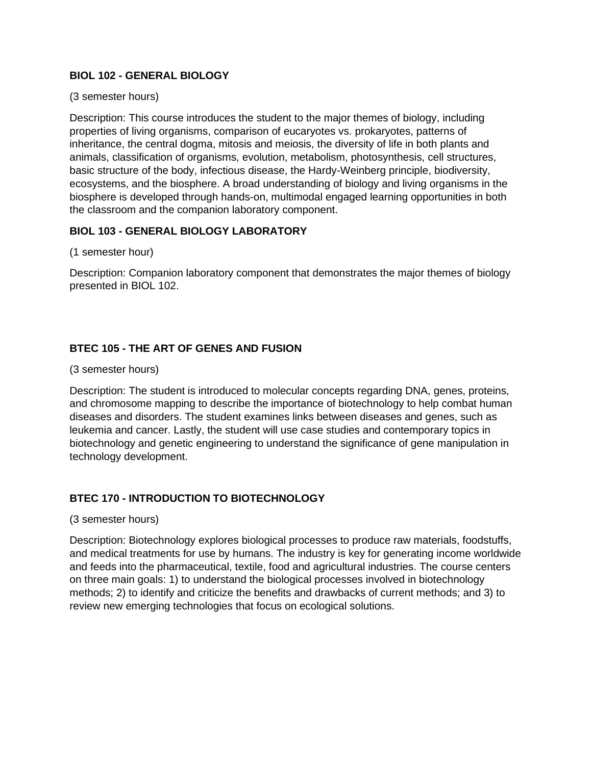**BIOL 102 - GENERAL BIOLOGY**

(3 semester hours)

Description: This course introduces the student to the major themes of biology, including properties of living organisms, comparison of eucaryotes vs. prokaryotes, patterns of inheritance, the central dogma, mitosis and meiosis, the diversity of life in both plants and animals, classification of organisms, evolution, metabolism, photosynthesis, cell structures, basic structure of the body, infectious disease, the Hardy-Weinberg principle, biodiversity, ecosystems, and the biosphere. A broad understanding of biology and living organisms in the biosphere is developed through hands-on, multimodal engaged learning opportunities in both the classroom and the companion laboratory component.

**BIOL 103 - GENERAL BIOLOGY LABORATORY**

(1 semester hour)

Description: Companion laboratory component that demonstrates the major themes of biology presented in BIOL 102.

**BTEC 105 - THE ART OF GENES AND FUSION**

(3 semester hours)

Description: The student is introduced to molecular concepts regarding DNA, genes, proteins, and chromosome mapping to describe the importance of biotechnology to help combat human diseases and disorders. The student examines links between diseases and genes, such as leukemia and cancer. Lastly, the student will use case studies and contemporary topics in biotechnology and genetic engineering to understand the significance of gene manipulation in technology development.

**BTEC 170 - INTRODUCTION TO BIOTECHNOLOGY**

(3 semester hours)

Description: Biotechnology explores biological processes to produce raw materials, foodstuffs, and medical treatments for use by humans. The industry is key for generating income worldwide and feeds into the pharmaceutical, textile, food and agricultural industries. The course centers on three main goals: 1) to understand the biological processes involved in biotechnology methods; 2) to identify and criticize the benefits and drawbacks of current methods; and 3) to review new emerging technologies that focus on ecological solutions.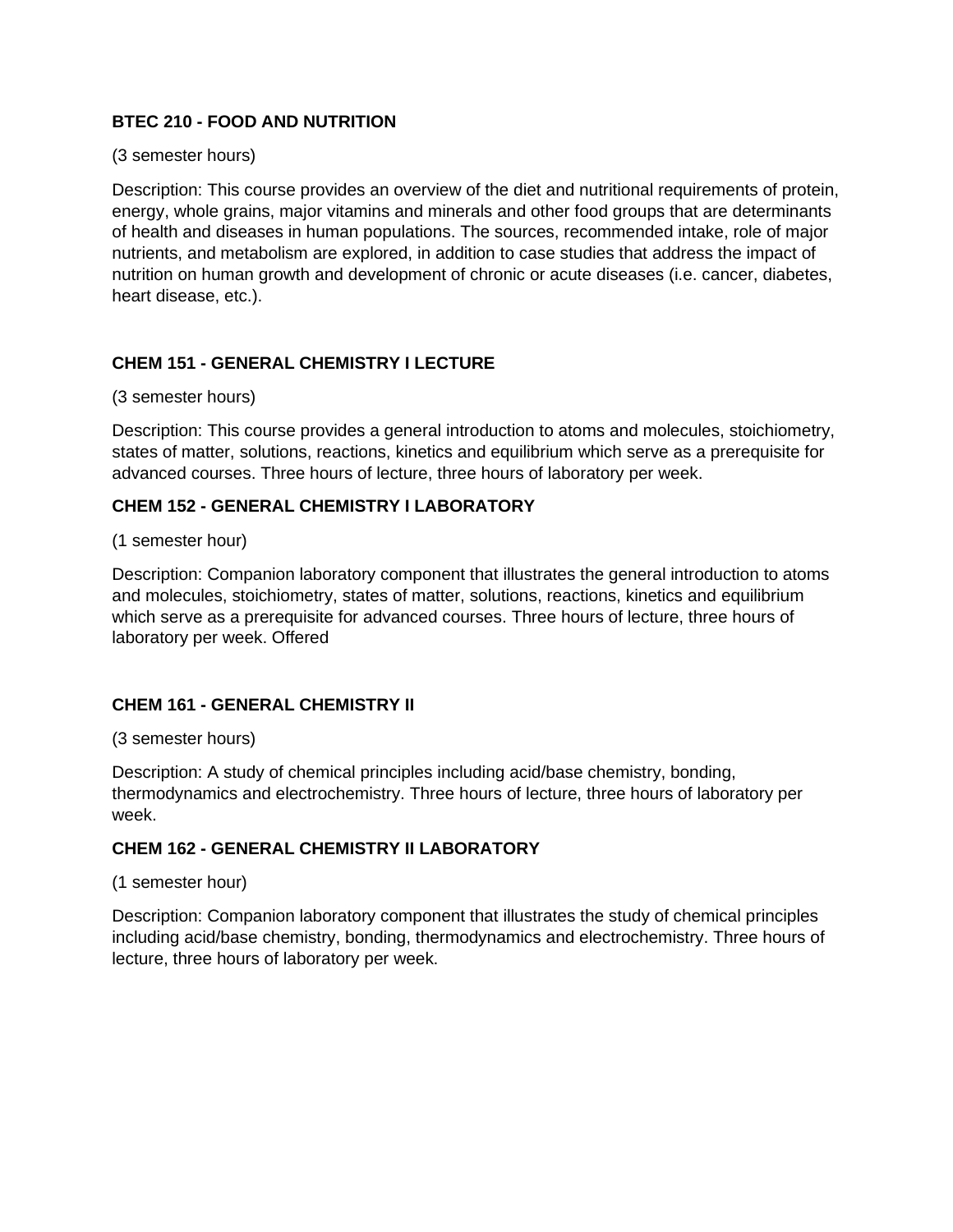**BTEC 210 - FOOD AND NUTRITION**

(3 semester hours)

Description: This course provides an overview of the diet and nutritional requirements of protein, energy, whole grains, major vitamins and minerals and other food groups that are determinants of health and diseases in human populations. The sources, recommended intake, role of major nutrients, and metabolism are explored, in addition to case studies that address the impact of nutrition on human growth and development of chronic or acute diseases (i.e. cancer, diabetes, heart disease, etc.).

**CHEM 151 - GENERAL CHEMISTRY I LECTURE**

(3 semester hours)

Description: This course provides a general introduction to atoms and molecules, stoichiometry, states of matter, solutions, reactions, kinetics and equilibrium which serve as a prerequisite for advanced courses. Three hours of lecture, three hours of laboratory per week.

**CHEM 152 - GENERAL CHEMISTRY I LABORATORY**

(1 semester hour)

Description: Companion laboratory component that illustrates the general introduction to atoms and molecules, stoichiometry, states of matter, solutions, reactions, kinetics and equilibrium which serve as a prerequisite for advanced courses. Three hours of lecture, three hours of laboratory per week. Offered

**CHEM 161 - GENERAL CHEMISTRY II**

(3 semester hours)

Description: A study of chemical principles including acid/base chemistry, bonding, thermodynamics and electrochemistry. Three hours of lecture, three hours of laboratory per week.

**CHEM 162 - GENERAL CHEMISTRY II LABORATORY**

(1 semester hour)

Description: Companion laboratory component that illustrates the study of chemical principles including acid/base chemistry, bonding, thermodynamics and electrochemistry. Three hours of lecture, three hours of laboratory per week.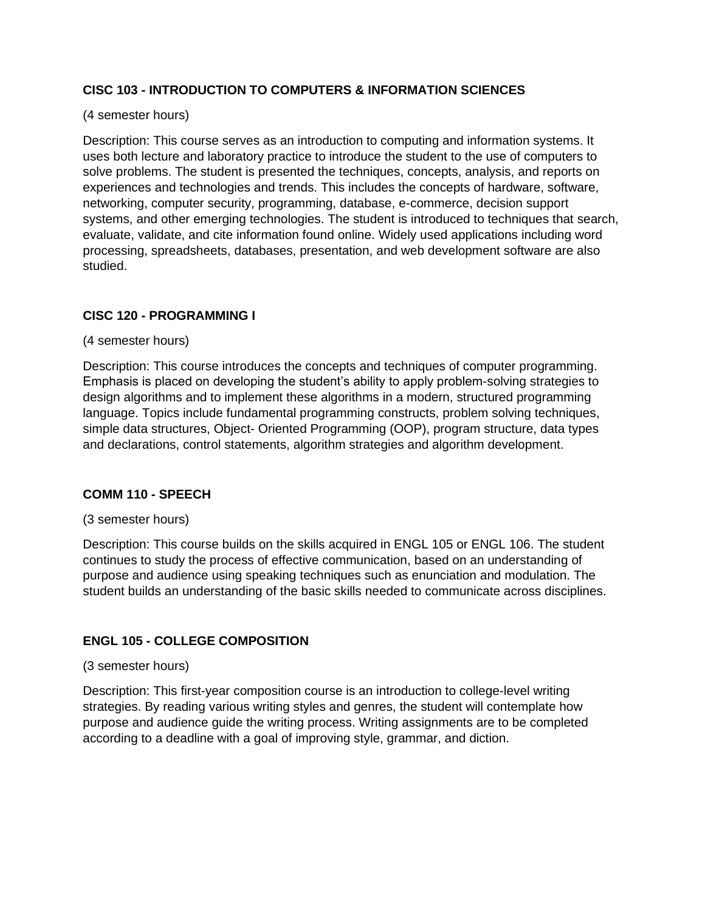### CISC 103 - INTRODUCTION TO COMPUTERS & INFORMATION SCIENCES

(4 semester hours)

Description: This course serves as an introduction to computing and information systems. It uses both lecture and laboratory practice to introduce the student to the use of computers to solve problems. The student is presented the techniques, concepts, analysis, and reports on experiences and technologies and trends. This includes the concepts of hardware, software, networking, computer security, programming, database, e-commerce, decision support systems, and other emerging technologies. The student is introduced to techniques that search, evaluate, validate, and cite information found online. Widely used applications including word processing, spreadsheets, databases, presentation, and web development software are also studied.

### CISC 120 - PROGRAMMING I

(4 semester hours)

Description: This course introduces the concepts and techniques of computer programming. Emphasis is placed on developing the student's ability to apply problem-solving strategies to design algorithms and to implement these algorithms in a modern, structured programming language. Topics include fundamental programming constructs, problem solving techniques, simple data structures, Object- Oriented Programming (OOP), program structure, data types and declarations, control statements, algorithm strategies and algorithm development.

### COMM 110 - SPEECH

(3 semester hours)

Description: This course builds on the skills acquired in ENGL 105 or ENGL 106. The student continues to study the process of effective communication, based on an understanding of purpose and audience using speaking techniques such as enunciation and modulation. The student builds an understanding of the basic skills needed to communicate across disciplines.

### ENGL 105 - COLLEGE COMPOSITION

(3 semester hours)

Description: This first-year composition course is an introduction to college-level writing strategies. By reading various writing styles and genres, the student will contemplate how purpose and audience guide the writing process. Writing assignments are to be completed according to a deadline with a goal of improving style, grammar, and diction.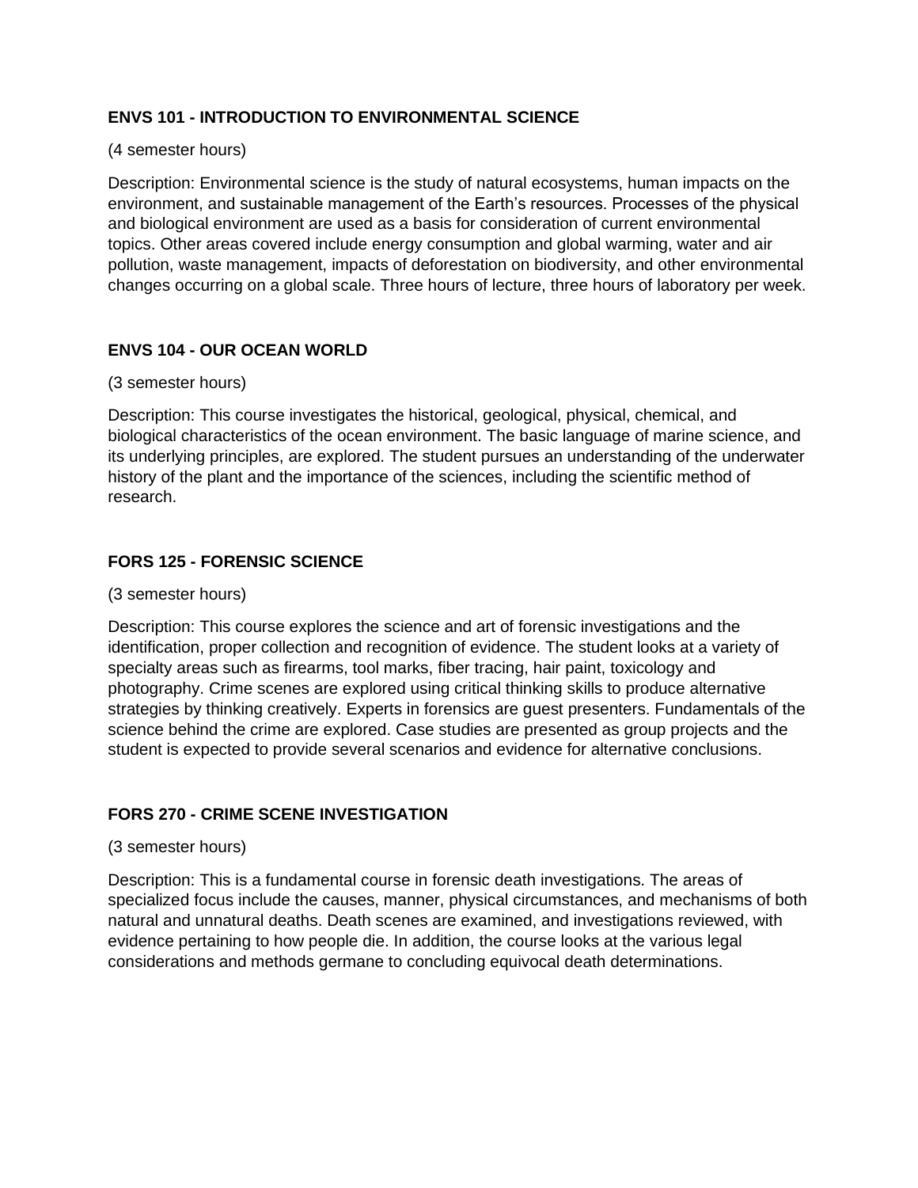**ENVS 101 - INTRODUCTION TO ENVIRONMENTAL SCIENCE**

(4 semester hours)

Description: Environmental science is the study of natural ecosystems, human impacts on the environment, and sustainable management of the Earth's resources. Processes of the physical and biological environment are used as a basis for consideration of current environmental topics. Other areas covered include energy consumption and global warming, water and air pollution, waste management, impacts of deforestation on biodiversity, and other environmental changes occurring on a global scale. Three hours of lecture, three hours of laboratory per week.

**ENVS 104 - OUR OCEAN WORLD**

(3 semester hours)

Description: This course investigates the historical, geological, physical, chemical, and biological characteristics of the ocean environment. The basic language of marine science, and its underlying principles, are explored. The student pursues an understanding of the underwater history of the plant and the importance of the sciences, including the scientific method of research.

**FORS 125 - FORENSIC SCIENCE**

(3 semester hours)

Description: This course explores the science and art of forensic investigations and the identification, proper collection and recognition of evidence. The student looks at a variety of specialty areas such as firearms, tool marks, fiber tracing, hair paint, toxicology and photography. Crime scenes are explored using critical thinking skills to produce alternative strategies by thinking creatively. Experts in forensics are guest presenters. Fundamentals of the science behind the crime are explored. Case studies are presented as group projects and the student is expected to provide several scenarios and evidence for alternative conclusions.

**FORS 270 - CRIME SCENE INVESTIGATION**

(3 semester hours)

Description: This is a fundamental course in forensic death investigations. The areas of specialized focus include the causes, manner, physical circumstances, and mechanisms of both natural and unnatural deaths. Death scenes are examined, and investigations reviewed, with evidence pertaining to how people die. In addition, the course looks at the various legal considerations and methods germane to concluding equivocal death determinations.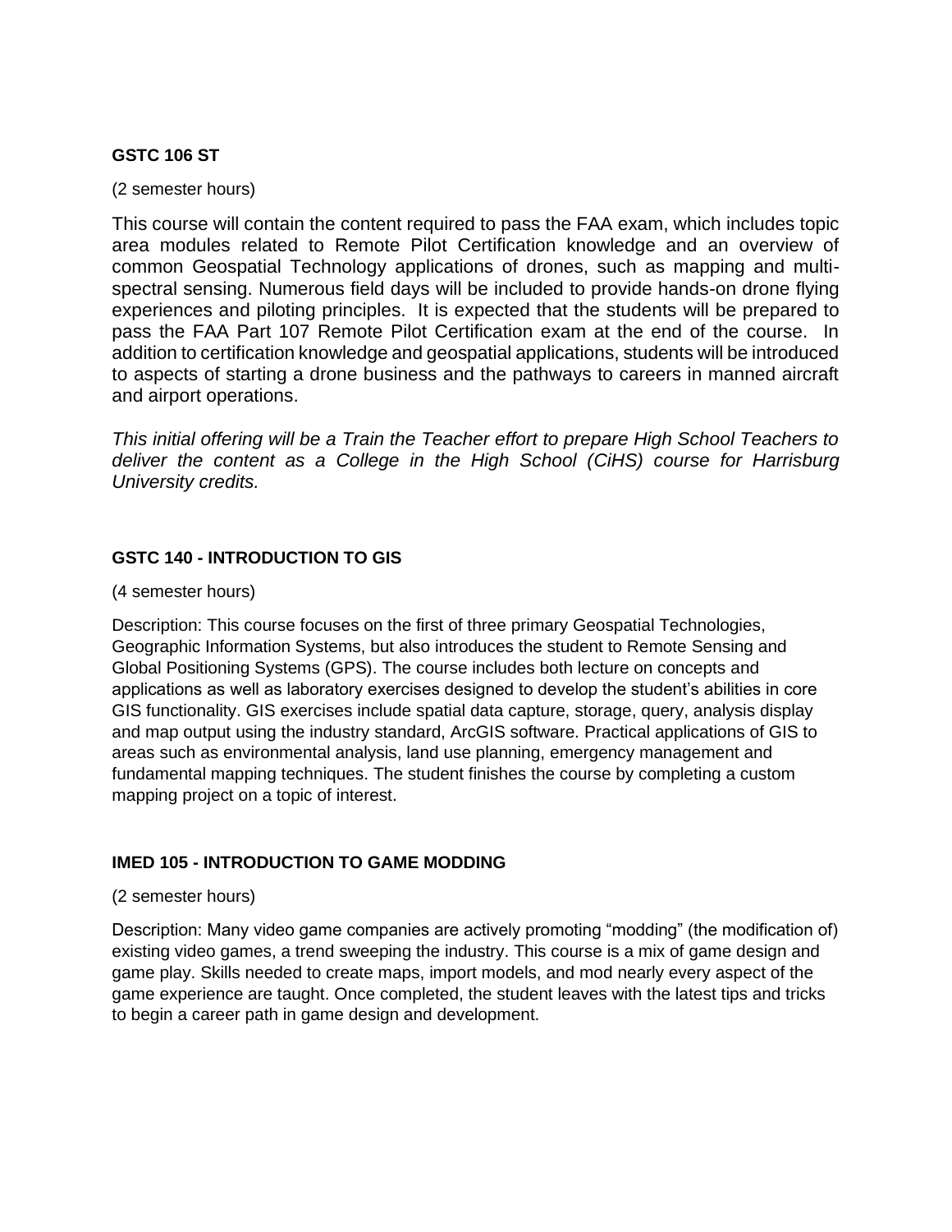**GSTC 106 ST**

(2 semester hours)

This course will contain the content required to pass the FAA exam, which includes topic area modules related to Remote Pilot Certification knowledge and an overview of common Geospatial Technology applications of drones, such as mapping and multi-spectral sensing. Numerous field days will be included to provide hands-on drone flying experiences and piloting principles. It is expected that the students will be prepared to pass the FAA Part 107 Remote Pilot Certification exam at the end of the course. In addition to certification knowledge and geospatial applications, students will be introduced to aspects of starting a drone business and the pathways to careers in manned aircraft and airport operations.

*This initial offering will be a Train the Teacher effort to prepare High School Teachers to deliver the content as a College in the High School (CiHS) course for Harrisburg University credits.*

**GSTC 140 - INTRODUCTION TO GIS**

(4 semester hours)

Description: This course focuses on the first of three primary Geospatial Technologies, Geographic Information Systems, but also introduces the student to Remote Sensing and Global Positioning Systems (GPS). The course includes both lecture on concepts and applications as well as laboratory exercises designed to develop the student's abilities in core GIS functionality. GIS exercises include spatial data capture, storage, query, analysis display and map output using the industry standard, ArcGIS software. Practical applications of GIS to areas such as environmental analysis, land use planning, emergency management and fundamental mapping techniques. The student finishes the course by completing a custom mapping project on a topic of interest.

**IMED 105 - INTRODUCTION TO GAME MODDING**

(2 semester hours)

Description: Many video game companies are actively promoting "modding" (the modification of) existing video games, a trend sweeping the industry. This course is a mix of game design and game play. Skills needed to create maps, import models, and mod nearly every aspect of the game experience are taught. Once completed, the student leaves with the latest tips and tricks to begin a career path in game design and development.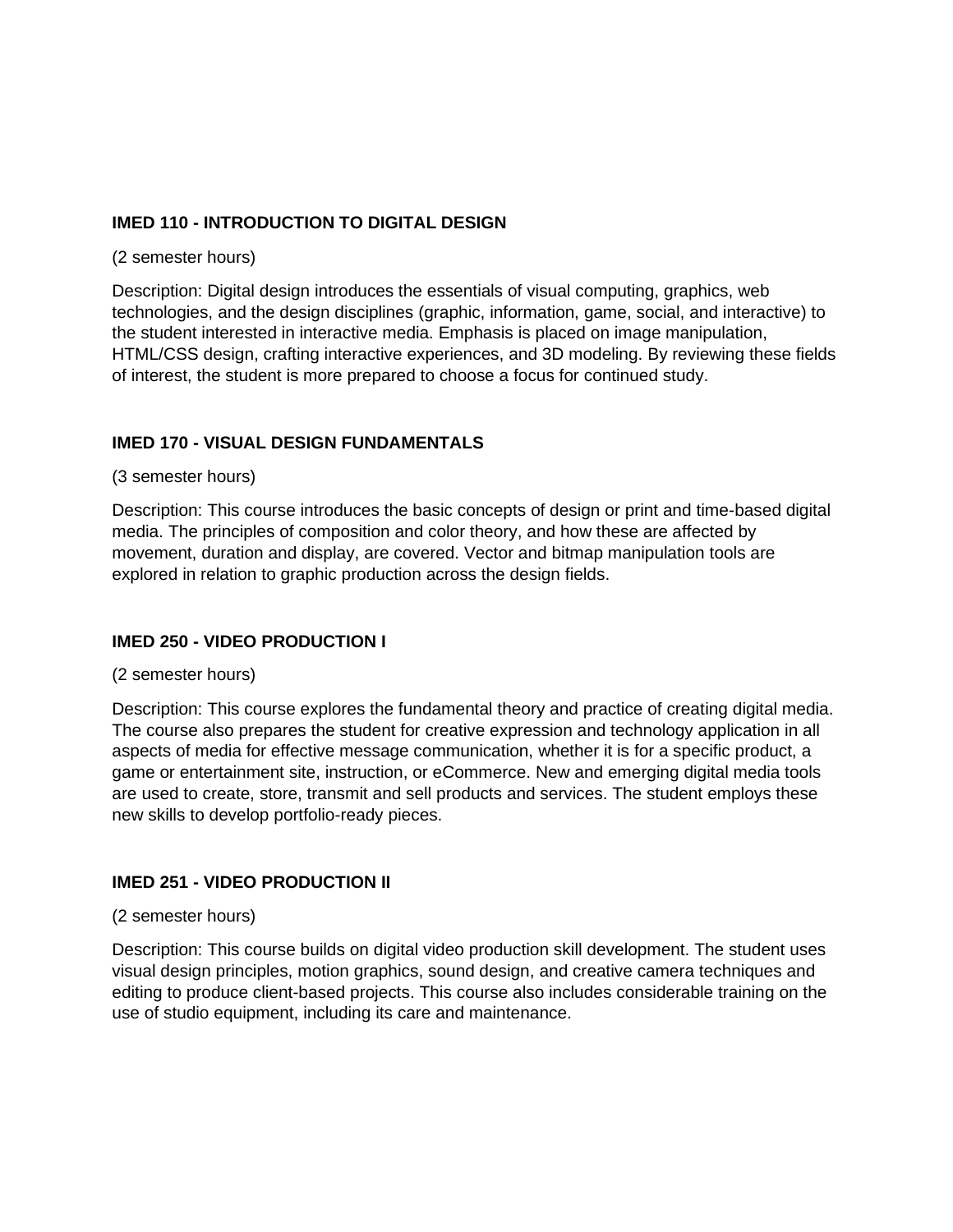**IMED 110 - INTRODUCTION TO DIGITAL DESIGN**

(2 semester hours)

Description: Digital design introduces the essentials of visual computing, graphics, web technologies, and the design disciplines (graphic, information, game, social, and interactive) to the student interested in interactive media. Emphasis is placed on image manipulation, HTML/CSS design, crafting interactive experiences, and 3D modeling. By reviewing these fields of interest, the student is more prepared to choose a focus for continued study.

**IMED 170 - VISUAL DESIGN FUNDAMENTALS**

(3 semester hours)

Description: This course introduces the basic concepts of design or print and time-based digital media. The principles of composition and color theory, and how these are affected by movement, duration and display, are covered. Vector and bitmap manipulation tools are explored in relation to graphic production across the design fields.

**IMED 250 - VIDEO PRODUCTION I**

(2 semester hours)

Description: This course explores the fundamental theory and practice of creating digital media. The course also prepares the student for creative expression and technology application in all aspects of media for effective message communication, whether it is for a specific product, a game or entertainment site, instruction, or eCommerce. New and emerging digital media tools are used to create, store, transmit and sell products and services. The student employs these new skills to develop portfolio-ready pieces.

**IMED 251 - VIDEO PRODUCTION II**

(2 semester hours)

Description: This course builds on digital video production skill development. The student uses visual design principles, motion graphics, sound design, and creative camera techniques and editing to produce client-based projects. This course also includes considerable training on the use of studio equipment, including its care and maintenance.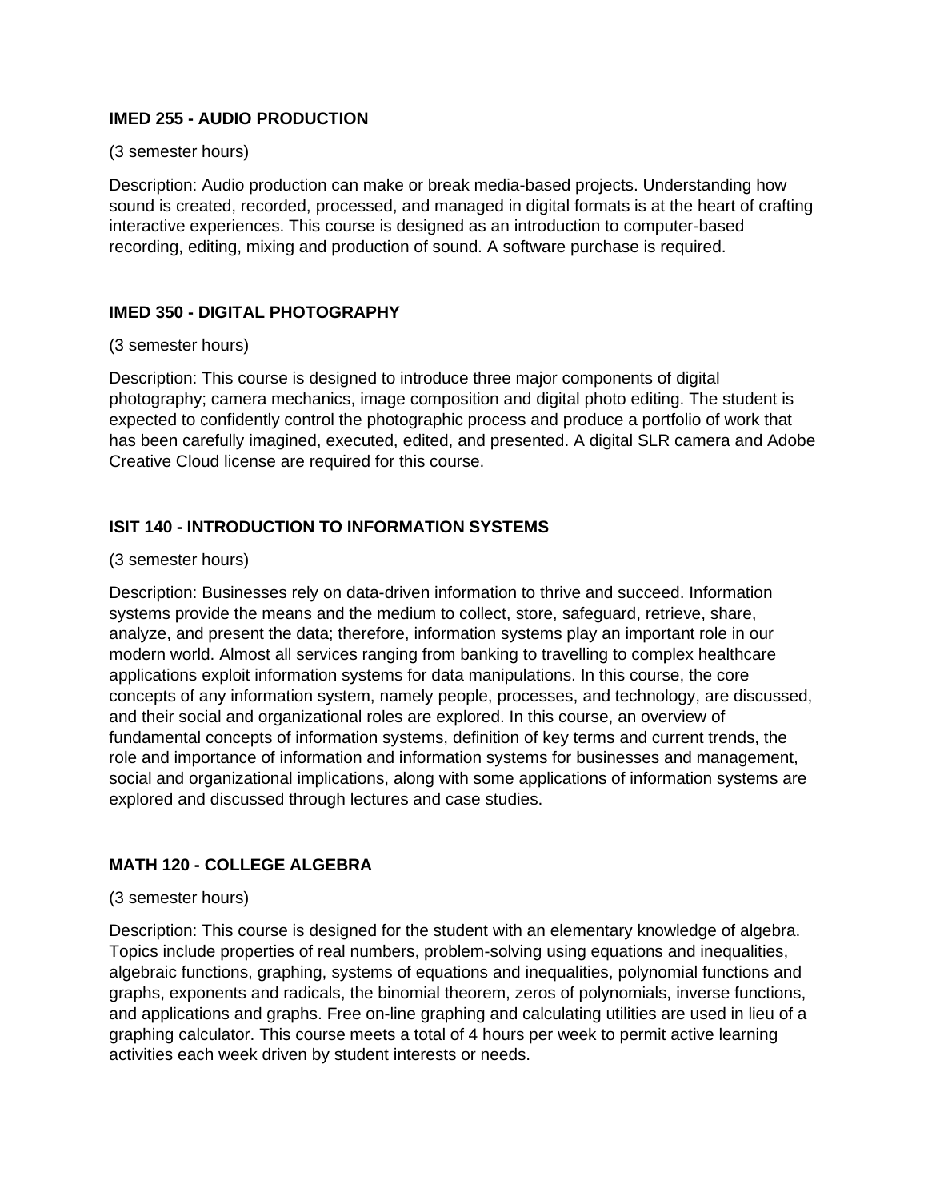**IMED 255 - AUDIO PRODUCTION**

(3 semester hours)

Description: Audio production can make or break media-based projects. Understanding how sound is created, recorded, processed, and managed in digital formats is at the heart of crafting interactive experiences. This course is designed as an introduction to computer-based recording, editing, mixing and production of sound. A software purchase is required.

**IMED 350 - DIGITAL PHOTOGRAPHY**

(3 semester hours)

Description: This course is designed to introduce three major components of digital photography; camera mechanics, image composition and digital photo editing. The student is expected to confidently control the photographic process and produce a portfolio of work that has been carefully imagined, executed, edited, and presented. A digital SLR camera and Adobe Creative Cloud license are required for this course.

**ISIT 140 - INTRODUCTION TO INFORMATION SYSTEMS**

(3 semester hours)

Description: Businesses rely on data-driven information to thrive and succeed. Information systems provide the means and the medium to collect, store, safeguard, retrieve, share, analyze, and present the data; therefore, information systems play an important role in our modern world. Almost all services ranging from banking to travelling to complex healthcare applications exploit information systems for data manipulations. In this course, the core concepts of any information system, namely people, processes, and technology, are discussed, and their social and organizational roles are explored. In this course, an overview of fundamental concepts of information systems, definition of key terms and current trends, the role and importance of information and information systems for businesses and management, social and organizational implications, along with some applications of information systems are explored and discussed through lectures and case studies.

**MATH 120 - COLLEGE ALGEBRA**

(3 semester hours)

Description: This course is designed for the student with an elementary knowledge of algebra. Topics include properties of real numbers, problem-solving using equations and inequalities, algebraic functions, graphing, systems of equations and inequalities, polynomial functions and graphs, exponents and radicals, the binomial theorem, zeros of polynomials, inverse functions, and applications and graphs. Free on-line graphing and calculating utilities are used in lieu of a graphing calculator. This course meets a total of 4 hours per week to permit active learning activities each week driven by student interests or needs.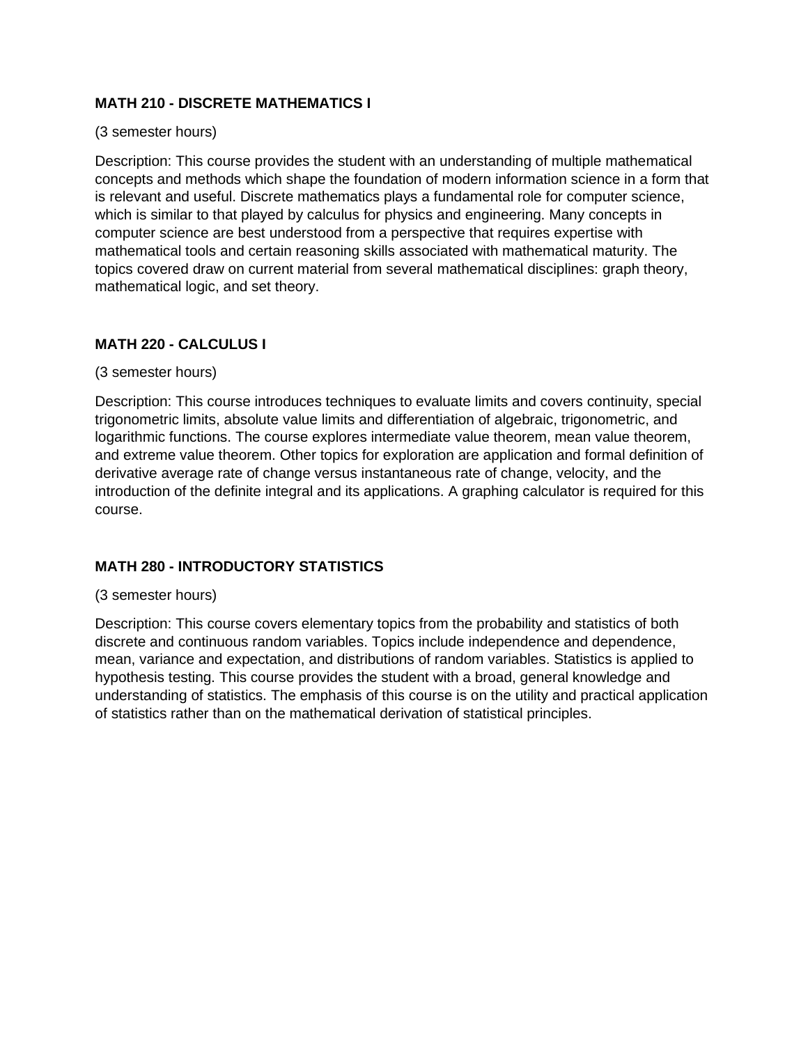### MATH 210 - DISCRETE MATHEMATICS I

(3 semester hours)

Description: This course provides the student with an understanding of multiple mathematical concepts and methods which shape the foundation of modern information science in a form that is relevant and useful. Discrete mathematics plays a fundamental role for computer science, which is similar to that played by calculus for physics and engineering. Many concepts in computer science are best understood from a perspective that requires expertise with mathematical tools and certain reasoning skills associated with mathematical maturity. The topics covered draw on current material from several mathematical disciplines: graph theory, mathematical logic, and set theory.

### MATH 220 - CALCULUS I

(3 semester hours)

Description: This course introduces techniques to evaluate limits and covers continuity, special trigonometric limits, absolute value limits and differentiation of algebraic, trigonometric, and logarithmic functions. The course explores intermediate value theorem, mean value theorem, and extreme value theorem. Other topics for exploration are application and formal definition of derivative average rate of change versus instantaneous rate of change, velocity, and the introduction of the definite integral and its applications. A graphing calculator is required for this course.

### MATH 280 - INTRODUCTORY STATISTICS

(3 semester hours)

Description: This course covers elementary topics from the probability and statistics of both discrete and continuous random variables. Topics include independence and dependence, mean, variance and expectation, and distributions of random variables. Statistics is applied to hypothesis testing. This course provides the student with a broad, general knowledge and understanding of statistics. The emphasis of this course is on the utility and practical application of statistics rather than on the mathematical derivation of statistical principles.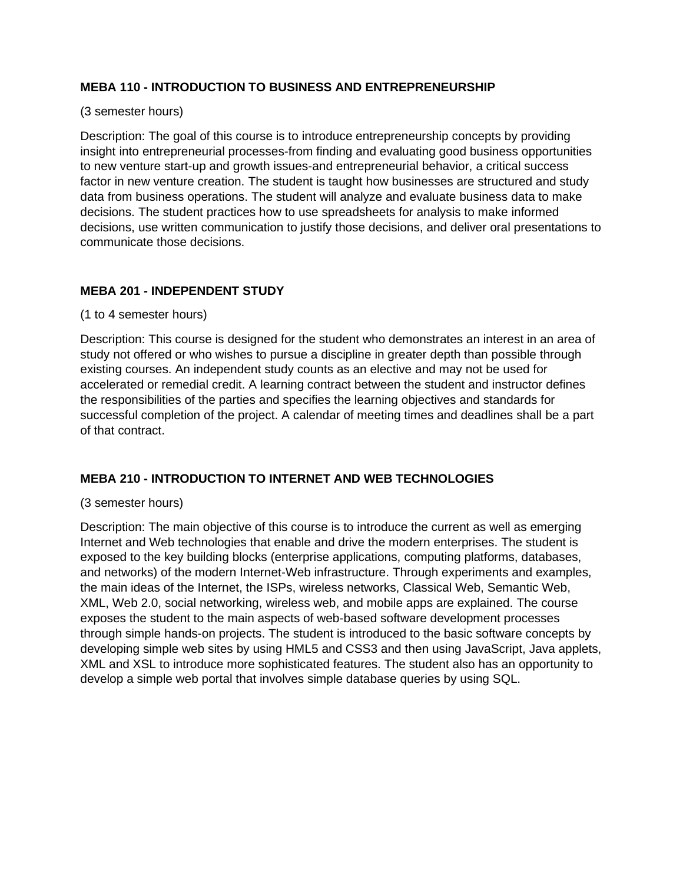### MEBA 110 - INTRODUCTION TO BUSINESS AND ENTREPRENEURSHIP

(3 semester hours)

Description: The goal of this course is to introduce entrepreneurship concepts by providing insight into entrepreneurial processes-from finding and evaluating good business opportunities to new venture start-up and growth issues-and entrepreneurial behavior, a critical success factor in new venture creation. The student is taught how businesses are structured and study data from business operations. The student will analyze and evaluate business data to make decisions. The student practices how to use spreadsheets for analysis to make informed decisions, use written communication to justify those decisions, and deliver oral presentations to communicate those decisions.

### MEBA 201 - INDEPENDENT STUDY

(1 to 4 semester hours)

Description: This course is designed for the student who demonstrates an interest in an area of study not offered or who wishes to pursue a discipline in greater depth than possible through existing courses. An independent study counts as an elective and may not be used for accelerated or remedial credit. A learning contract between the student and instructor defines the responsibilities of the parties and specifies the learning objectives and standards for successful completion of the project. A calendar of meeting times and deadlines shall be a part of that contract.

### MEBA 210 - INTRODUCTION TO INTERNET AND WEB TECHNOLOGIES

(3 semester hours)

Description: The main objective of this course is to introduce the current as well as emerging Internet and Web technologies that enable and drive the modern enterprises. The student is exposed to the key building blocks (enterprise applications, computing platforms, databases, and networks) of the modern Internet-Web infrastructure. Through experiments and examples, the main ideas of the Internet, the ISPs, wireless networks, Classical Web, Semantic Web, XML, Web 2.0, social networking, wireless web, and mobile apps are explained. The course exposes the student to the main aspects of web-based software development processes through simple hands-on projects. The student is introduced to the basic software concepts by developing simple web sites by using HML5 and CSS3 and then using JavaScript, Java applets, XML and XSL to introduce more sophisticated features. The student also has an opportunity to develop a simple web portal that involves simple database queries by using SQL.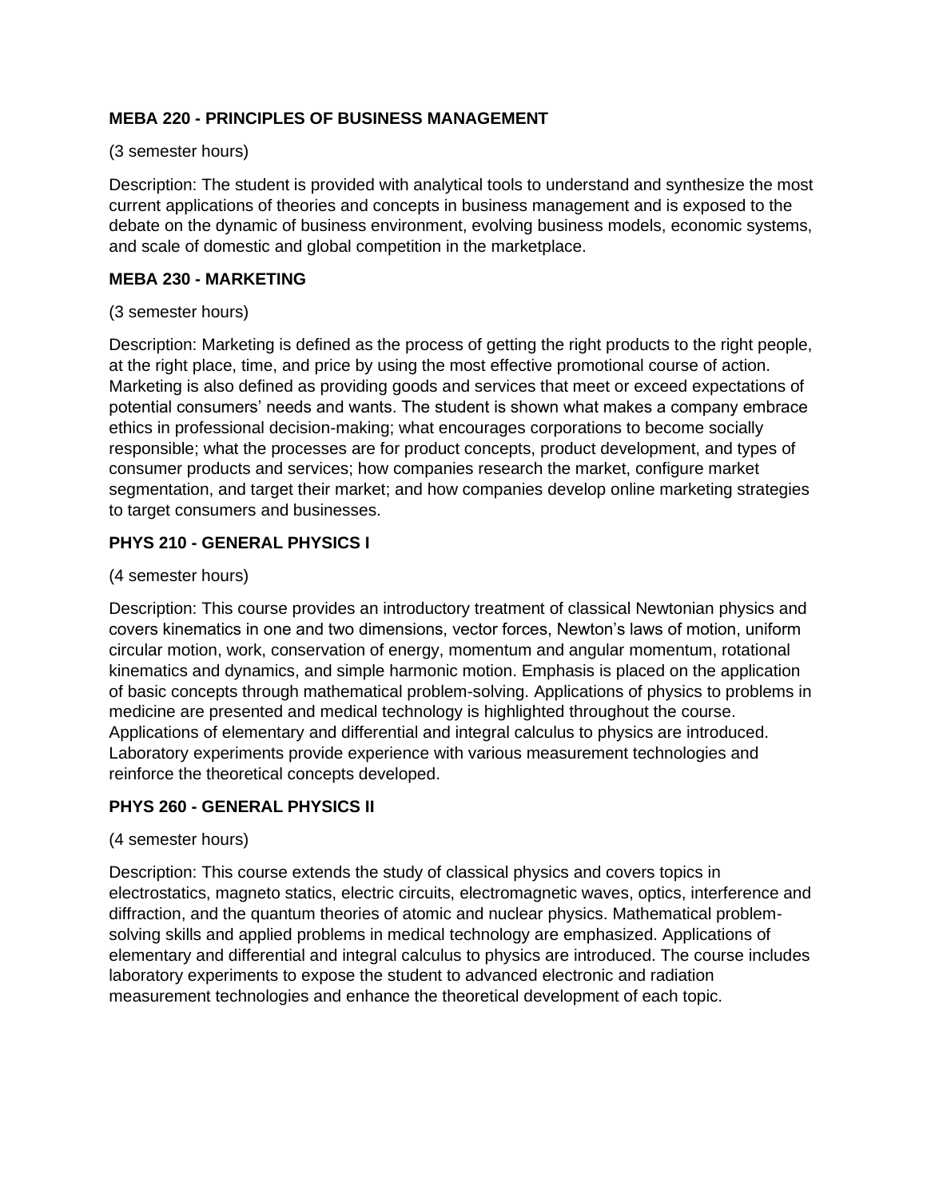**MEBA 220 - PRINCIPLES OF BUSINESS MANAGEMENT**

(3 semester hours)

Description: The student is provided with analytical tools to understand and synthesize the most current applications of theories and concepts in business management and is exposed to the debate on the dynamic of business environment, evolving business models, economic systems, and scale of domestic and global competition in the marketplace.

**MEBA 230 - MARKETING**

(3 semester hours)

Description: Marketing is defined as the process of getting the right products to the right people, at the right place, time, and price by using the most effective promotional course of action. Marketing is also defined as providing goods and services that meet or exceed expectations of potential consumers' needs and wants. The student is shown what makes a company embrace ethics in professional decision-making; what encourages corporations to become socially responsible; what the processes are for product concepts, product development, and types of consumer products and services; how companies research the market, configure market segmentation, and target their market; and how companies develop online marketing strategies to target consumers and businesses.

**PHYS 210 - GENERAL PHYSICS I**

(4 semester hours)

Description: This course provides an introductory treatment of classical Newtonian physics and covers kinematics in one and two dimensions, vector forces, Newton's laws of motion, uniform circular motion, work, conservation of energy, momentum and angular momentum, rotational kinematics and dynamics, and simple harmonic motion. Emphasis is placed on the application of basic concepts through mathematical problem-solving. Applications of physics to problems in medicine are presented and medical technology is highlighted throughout the course. Applications of elementary and differential and integral calculus to physics are introduced. Laboratory experiments provide experience with various measurement technologies and reinforce the theoretical concepts developed.

**PHYS 260 - GENERAL PHYSICS II**

(4 semester hours)

Description: This course extends the study of classical physics and covers topics in electrostatics, magneto statics, electric circuits, electromagnetic waves, optics, interference and diffraction, and the quantum theories of atomic and nuclear physics. Mathematical problem-solving skills and applied problems in medical technology are emphasized. Applications of elementary and differential and integral calculus to physics are introduced. The course includes laboratory experiments to expose the student to advanced electronic and radiation measurement technologies and enhance the theoretical development of each topic.